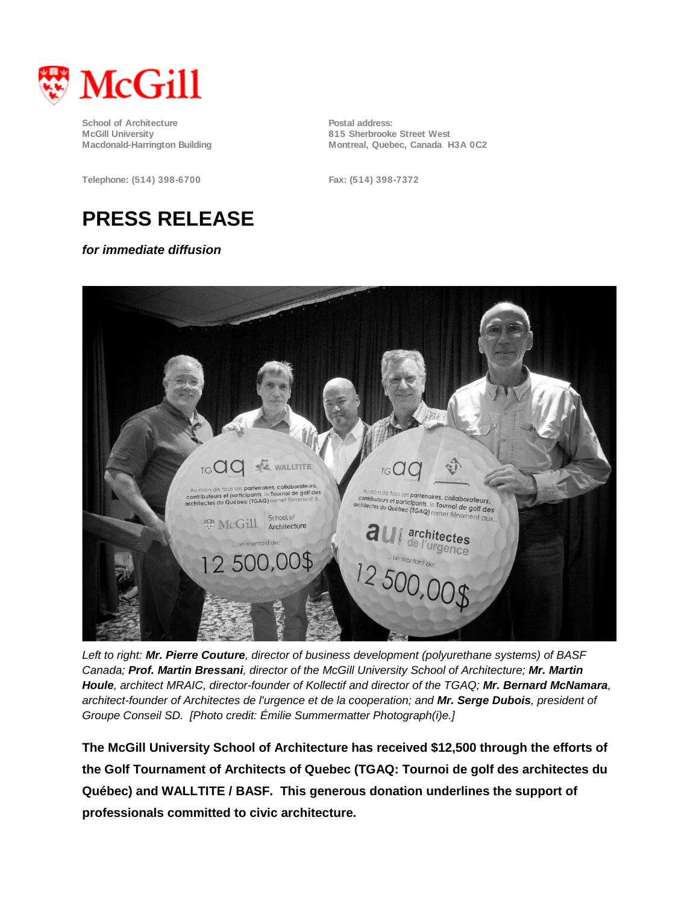McGill

School of Architecture
McGill University
Macdonald-Harrington Building

Postal address:
815 Sherbrooke Street West
Montreal, Quebec, Canada H3A 0C2

Telephone: (514) 398-6700

Fax: (514) 398-7372

# PRESS RELEASE

***for immediate diffusion***

*Left to right: **Mr. Pierre Couture**, director of business development (polyurethane systems) of BASF Canada; **Prof. Martin Bressani**, director of the McGill University School of Architecture; **Mr. Martin Houle**, architect MRAIC, director-founder of Kollectif and director of the TGAQ; **Mr. Bernard McNamara**, architect-founder of Architectes de l'urgence et de la cooperation; and **Mr. Serge Dubois**, president of Groupe Conseil SD. [Photo credit: Émilie Summermatter Photograph(i)e.]*

**The McGill University School of Architecture has received $12,500 through the efforts of the Golf Tournament of Architects of Quebec (TGAQ: Tournoi de golf des architectes du Québec) and WALLTITE / BASF. This generous donation underlines the support of professionals committed to civic architecture.**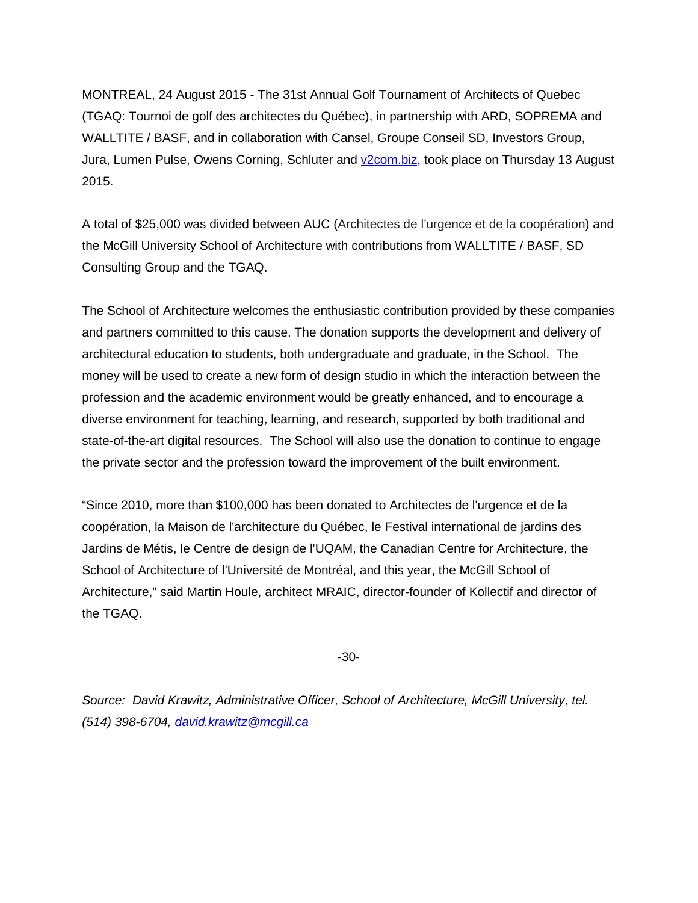MONTREAL, 24 August 2015 - The 31st Annual Golf Tournament of Architects of Quebec (TGAQ: Tournoi de golf des architectes du Québec), in partnership with ARD, SOPREMA and WALLTITE / BASF, and in collaboration with Cansel, Groupe Conseil SD, Investors Group, Jura, Lumen Pulse, Owens Corning, Schluter and [v2com.biz](http://v2com.biz), took place on Thursday 13 August 2015.

A total of $25,000 was divided between AUC (Architectes de l'urgence et de la coopération) and the McGill University School of Architecture with contributions from WALLTITE / BASF, SD Consulting Group and the TGAQ.

The School of Architecture welcomes the enthusiastic contribution provided by these companies and partners committed to this cause. The donation supports the development and delivery of architectural education to students, both undergraduate and graduate, in the School. The money will be used to create a new form of design studio in which the interaction between the profession and the academic environment would be greatly enhanced, and to encourage a diverse environment for teaching, learning, and research, supported by both traditional and state-of-the-art digital resources. The School will also use the donation to continue to engage the private sector and the profession toward the improvement of the built environment.

"Since 2010, more than $100,000 has been donated to Architectes de l'urgence et de la coopération, la Maison de l'architecture du Québec, le Festival international de jardins des Jardins de Métis, le Centre de design de l'UQAM, the Canadian Centre for Architecture, the School of Architecture of l'Université de Montréal, and this year, the McGill School of Architecture," said Martin Houle, architect MRAIC, director-founder of Kollectif and director of the TGAQ.

-30-

*Source: David Krawitz, Administrative Officer, School of Architecture, McGill University, tel. (514) 398-6704, [david.krawitz@mcgill.ca](mailto:david.krawitz@mcgill.ca)*